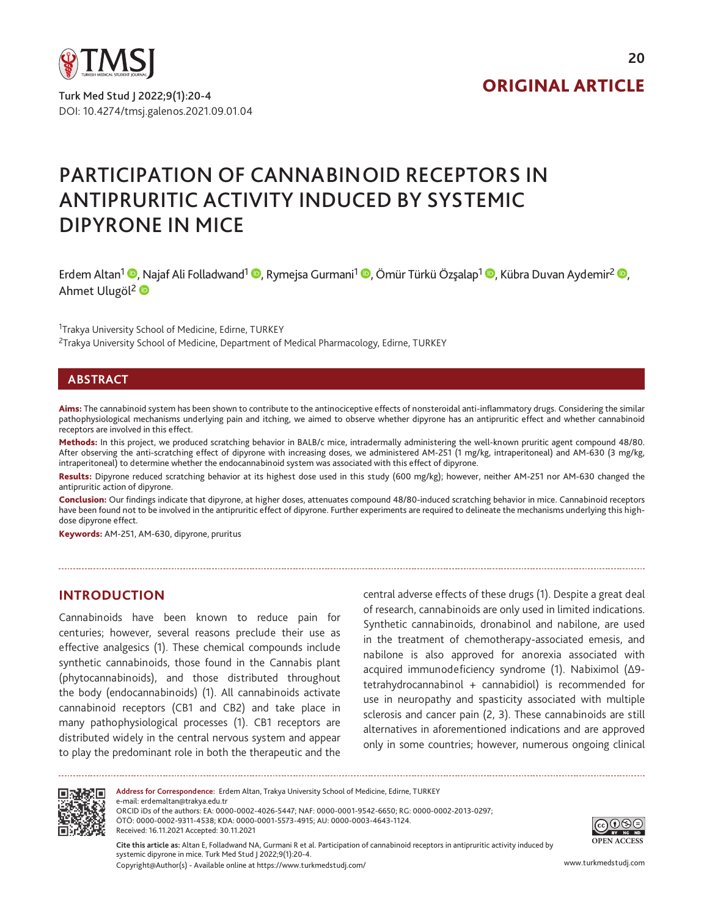ORIGINAL ARTICLE

# PARTICIPATION OF CANNABINOID RECEPTORS IN ANTIPRURITIC ACTIVITY INDUCED BY SYSTEMIC DIPYRONE IN MICE

Erdem Altan[1], Najaf Ali Folladwand[1], Rymejsa Gurmani[1], Ömür Türkü Özşalap[1], Kübra Duvan Aydemir[2], Ahmet Ulugöl[2]

[1]Trakya University School of Medicine, Edirne, TURKEY

[2]Trakya University School of Medicine, Department of Medical Pharmacology, Edirne, TURKEY

## ABSTRACT

**Aims:** The cannabinoid system has been shown to contribute to the antinociceptive effects of nonsteroidal anti-inflammatory drugs. Considering the similar pathophysiological mechanisms underlying pain and itching, we aimed to observe whether dipyrone has an antipruritic effect and whether cannabinoid receptors are involved in this effect.

**Methods:** In this project, we produced scratching behavior in BALB/c mice, intradermally administering the well-known pruritic agent compound 48/80. After observing the anti-scratching effect of dipyrone with increasing doses, we administered AM-251 (1 mg/kg, intraperitoneal) and AM-630 (3 mg/kg, intraperitoneal) to determine whether the endocannabinoid system was associated with this effect of dipyrone.

**Results:** Dipyrone reduced scratching behavior at its highest dose used in this study (600 mg/kg); however, neither AM-251 nor AM-630 changed the antipruritic action of dipyrone.

**Conclusion:** Our findings indicate that dipyrone, at higher doses, attenuates compound 48/80-induced scratching behavior in mice. Cannabinoid receptors have been found not to be involved in the antipruritic effect of dipyrone. Further experiments are required to delineate the mechanisms underlying this high-dose dipyrone effect.

**Keywords:** AM-251, AM-630, dipyrone, pruritus

## INTRODUCTION

Cannabinoids have been known to reduce pain for centuries; however, several reasons preclude their use as effective analgesics (1). These chemical compounds include synthetic cannabinoids, those found in the Cannabis plant (phytocannabinoids), and those distributed throughout the body (endocannabinoids) (1). All cannabinoids activate cannabinoid receptors (CB1 and CB2) and take place in many pathophysiological processes (1). CB1 receptors are distributed widely in the central nervous system and appear to play the predominant role in both the therapeutic and the central adverse effects of these drugs (1). Despite a great deal of research, cannabinoids are only used in limited indications. Synthetic cannabinoids, dronabinol and nabilone, are used in the treatment of chemotherapy-associated emesis, and nabilone is also approved for anorexia associated with acquired immunodeficiency syndrome (1). Nabiximol (Δ9-tetrahydrocannabinol + cannabidiol) is recommended for use in neuropathy and spasticity associated with multiple sclerosis and cancer pain (2, 3). These cannabinoids are still alternatives in aforementioned indications and are approved only in some countries; however, numerous ongoing clinical

**Address for Correspondence:** Erdem Altan, Trakya University School of Medicine, Edirne, TURKEY
e-mail: erdemaltan@trakya.edu.tr
ORCID iDs of the authors: EA: 0000-0002-4026-5447; NAF: 0000-0001-9542-6650; RG: 0000-0002-2013-0297; ÖTÖ: 0000-0002-9311-4538; KDA: 0000-0001-5573-4915; AU: 0000-0003-4643-1124.
Received: 16.11.2021 Accepted: 30.11.2021

**Cite this article as:** Altan E, Folladwand NA, Gurmani R et al. Participation of cannabinoid receptors in antipruritic activity induced by systemic dipyrone in mice. Turk Med Stud J 2022;9(1):20-4.
Copyright@Author(s) - Available online at https://www.turkmedstudj.com/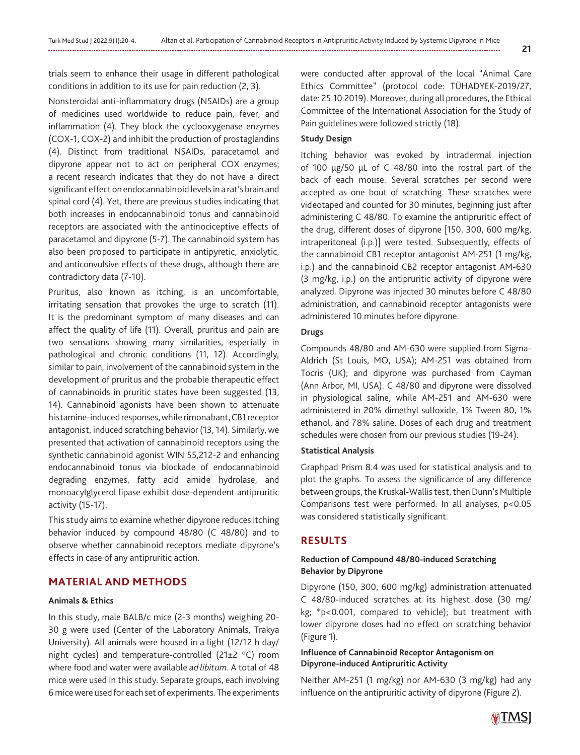trials seem to enhance their usage in different pathological conditions in addition to its use for pain reduction (2, 3).

Nonsteroidal anti-inflammatory drugs (NSAIDs) are a group of medicines used worldwide to reduce pain, fever, and inflammation (4). They block the cyclooxygenase enzymes (COX-1, COX-2) and inhibit the production of prostaglandins (4). Distinct from traditional NSAIDs, paracetamol and dipyrone appear not to act on peripheral COX enzymes; a recent research indicates that they do not have a direct significant effect on endocannabinoid levels in a rat's brain and spinal cord (4). Yet, there are previous studies indicating that both increases in endocannabinoid tonus and cannabinoid receptors are associated with the antinociceptive effects of paracetamol and dipyrone (5-7). The cannabinoid system has also been proposed to participate in antipyretic, anxiolytic, and anticonvulsive effects of these drugs, although there are contradictory data (7-10).

Pruritus, also known as itching, is an uncomfortable, irritating sensation that provokes the urge to scratch (11). It is the predominant symptom of many diseases and can affect the quality of life (11). Overall, pruritus and pain are two sensations showing many similarities, especially in pathological and chronic conditions (11, 12). Accordingly, similar to pain, involvement of the cannabinoid system in the development of pruritus and the probable therapeutic effect of cannabinoids in pruritic states have been suggested (13, 14). Cannabinoid agonists have been shown to attenuate histamine-induced responses, while rimonabant, CB1 receptor antagonist, induced scratching behavior (13, 14). Similarly, we presented that activation of cannabinoid receptors using the synthetic cannabinoid agonist WIN 55,212-2 and enhancing endocannabinoid tonus via blockade of endocannabinoid degrading enzymes, fatty acid amide hydrolase, and monoacylglycerol lipase exhibit dose-dependent antipruritic activity (15-17).

This study aims to examine whether dipyrone reduces itching behavior induced by compound 48/80 (C 48/80) and to observe whether cannabinoid receptors mediate dipyrone's effects in case of any antipruritic action.

## MATERIAL AND METHODS

### Animals & Ethics

In this study, male BALB/c mice (2-3 months) weighing 20-30 g were used (Center of the Laboratory Animals, Trakya University). All animals were housed in a light (12/12 h day/night cycles) and temperature-controlled (21±2 °C) room where food and water were available *ad libitum*. A total of 48 mice were used in this study. Separate groups, each involving 6 mice were used for each set of experiments. The experiments were conducted after approval of the local "Animal Care Ethics Committee" (protocol code: TÜHADYEK-2019/27, date: 25.10.2019). Moreover, during all procedures, the Ethical Committee of the International Association for the Study of Pain guidelines were followed strictly (18).

### Study Design

Itching behavior was evoked by intradermal injection of 100 µg/50 µL of C 48/80 into the rostral part of the back of each mouse. Several scratches per second were accepted as one bout of scratching. These scratches were videotaped and counted for 30 minutes, beginning just after administering C 48/80. To examine the antipruritic effect of the drug, different doses of dipyrone [150, 300, 600 mg/kg, intraperitoneal (i.p.)] were tested. Subsequently, effects of the cannabinoid CB1 receptor antagonist AM-251 (1 mg/kg, i.p.) and the cannabinoid CB2 receptor antagonist AM-630 (3 mg/kg, i.p.) on the antipruritic activity of dipyrone were analyzed. Dipyrone was injected 30 minutes before C 48/80 administration, and cannabinoid receptor antagonists were administered 10 minutes before dipyrone.

### Drugs

Compounds 48/80 and AM-630 were supplied from Sigma-Aldrich (St Louis, MO, USA); AM-251 was obtained from Tocris (UK); and dipyrone was purchased from Cayman (Ann Arbor, MI, USA). C 48/80 and dipyrone were dissolved in physiological saline, while AM-251 and AM-630 were administered in 20% dimethyl sulfoxide, 1% Tween 80, 1% ethanol, and 78% saline. Doses of each drug and treatment schedules were chosen from our previous studies (19-24).

### Statistical Analysis

Graphpad Prism 8.4 was used for statistical analysis and to plot the graphs. To assess the significance of any difference between groups, the Kruskal-Wallis test, then Dunn's Multiple Comparisons test were performed. In all analyses, $p<0.05$ was considered statistically significant.

## RESULTS

### Reduction of Compound 48/80-induced Scratching Behavior by Dipyrone

Dipyrone (150, 300, 600 mg/kg) administration attenuated C 48/80-induced scratches at its highest dose (30 mg/kg; *$p<0.001$, compared to vehicle); but treatment with lower dipyrone doses had no effect on scratching behavior (Figure 1).

### Influence of Cannabinoid Receptor Antagonism on Dipyrone-induced Antipruritic Activity

Neither AM-251 (1 mg/kg) nor AM-630 (3 mg/kg) had any influence on the antipruritic activity of dipyrone (Figure 2).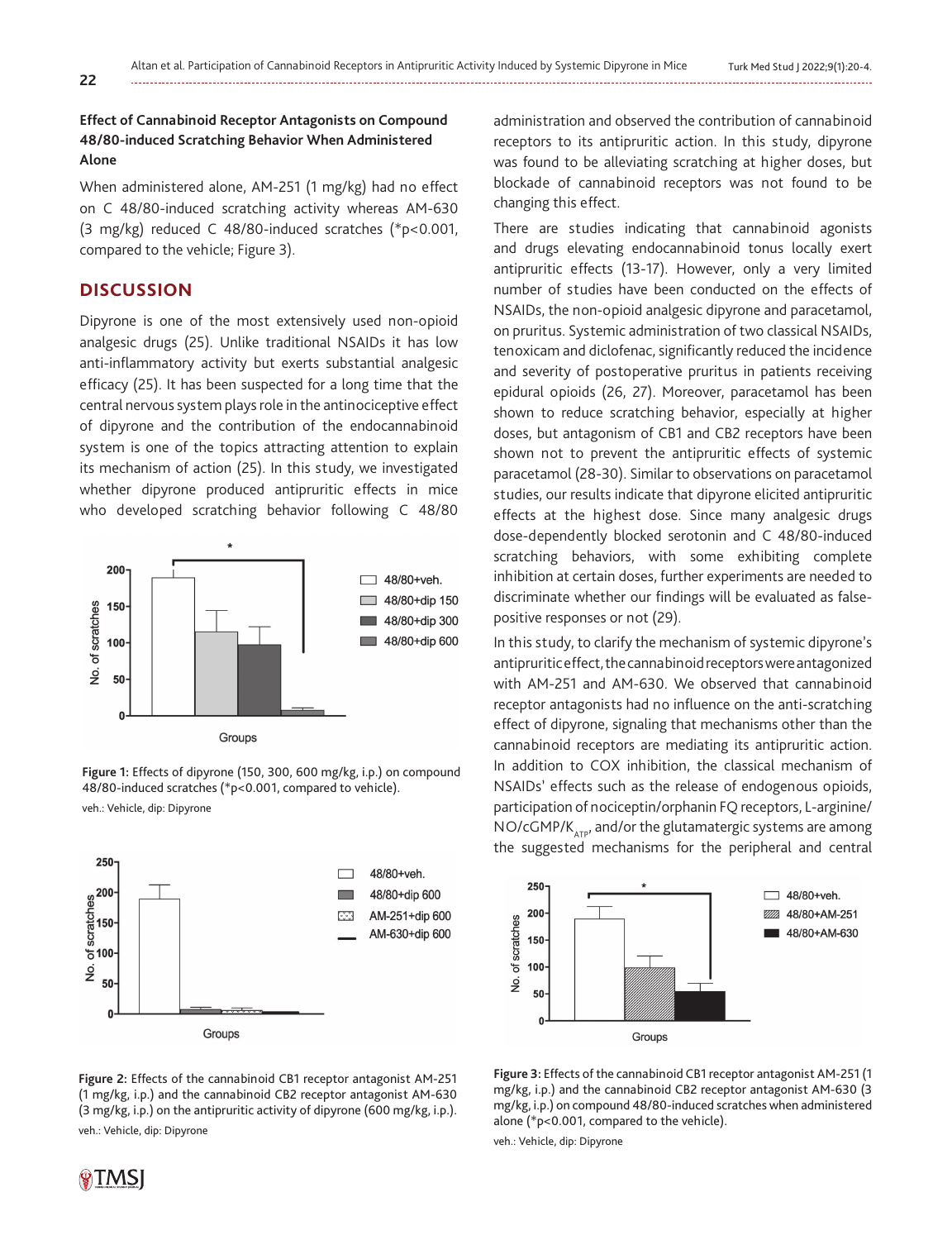**Effect of Cannabinoid Receptor Antagonists on Compound 48/80-induced Scratching Behavior When Administered Alone**

When administered alone, AM-251 (1 mg/kg) had no effect on C 48/80-induced scratching activity whereas AM-630 (3 mg/kg) reduced C 48/80-induced scratches (*p<0.001, compared to the vehicle; Figure 3).

## DISCUSSION

Dipyrone is one of the most extensively used non-opioid analgesic drugs (25). Unlike traditional NSAIDs it has low anti-inflammatory activity but exerts substantial analgesic efficacy (25). It has been suspected for a long time that the central nervous system plays role in the antinociceptive effect of dipyrone and the contribution of the endocannabinoid system is one of the topics attracting attention to explain its mechanism of action (25). In this study, we investigated whether dipyrone produced antipruritic effects in mice who developed scratching behavior following C 48/80 administration and observed the contribution of cannabinoid receptors to its antipruritic action. In this study, dipyrone was found to be alleviating scratching at higher doses, but blockade of cannabinoid receptors was not found to be changing this effect.

There are studies indicating that cannabinoid agonists and drugs elevating endocannabinoid tonus locally exert antipruritic effects (13-17). However, only a very limited number of studies have been conducted on the effects of NSAIDs, the non-opioid analgesic dipyrone and paracetamol, on pruritus. Systemic administration of two classical NSAIDs, tenoxicam and diclofenac, significantly reduced the incidence and severity of postoperative pruritus in patients receiving epidural opioids (26, 27). Moreover, paracetamol has been shown to reduce scratching behavior, especially at higher doses, but antagonism of CB1 and CB2 receptors have been shown not to prevent the antipruritic effects of systemic paracetamol (28-30). Similar to observations on paracetamol studies, our results indicate that dipyrone elicited antipruritic effects at the highest dose. Since many analgesic drugs dose-dependently blocked serotonin and C 48/80-induced scratching behaviors, with some exhibiting complete inhibition at certain doses, further experiments are needed to discriminate whether our findings will be evaluated as false-positive responses or not (29).

In this study, to clarify the mechanism of systemic dipyrone's antipruritic effect, the cannabinoid receptors were antagonized with AM-251 and AM-630. We observed that cannabinoid receptor antagonists had no influence on the anti-scratching effect of dipyrone, signaling that mechanisms other than the cannabinoid receptors are mediating its antipruritic action. In addition to COX inhibition, the classical mechanism of NSAIDs' effects such as the release of endogenous opioids, participation of nociceptin/orphanin FQ receptors, L-arginine/NO/cGMP/$K_{ATP}$, and/or the glutamatergic systems are among the suggested mechanisms for the peripheral and central

**Figure 1:** Effects of dipyrone (150, 300, 600 mg/kg, i.p.) on compound 48/80-induced scratches (*p<0.001, compared to vehicle).
veh.: Vehicle, dip: Dipyrone

**Figure 2:** Effects of the cannabinoid CB1 receptor antagonist AM-251 (1 mg/kg, i.p.) and the cannabinoid CB2 receptor antagonist AM-630 (3 mg/kg, i.p.) on the antipruritic activity of dipyrone (600 mg/kg, i.p.).
veh.: Vehicle, dip: Dipyrone

**Figure 3:** Effects of the cannabinoid CB1 receptor antagonist AM-251 (1 mg/kg, i.p.) and the cannabinoid CB2 receptor antagonist AM-630 (3 mg/kg, i.p.) on compound 48/80-induced scratches when administered alone (*p<0.001, compared to the vehicle).
veh.: Vehicle, dip: Dipyrone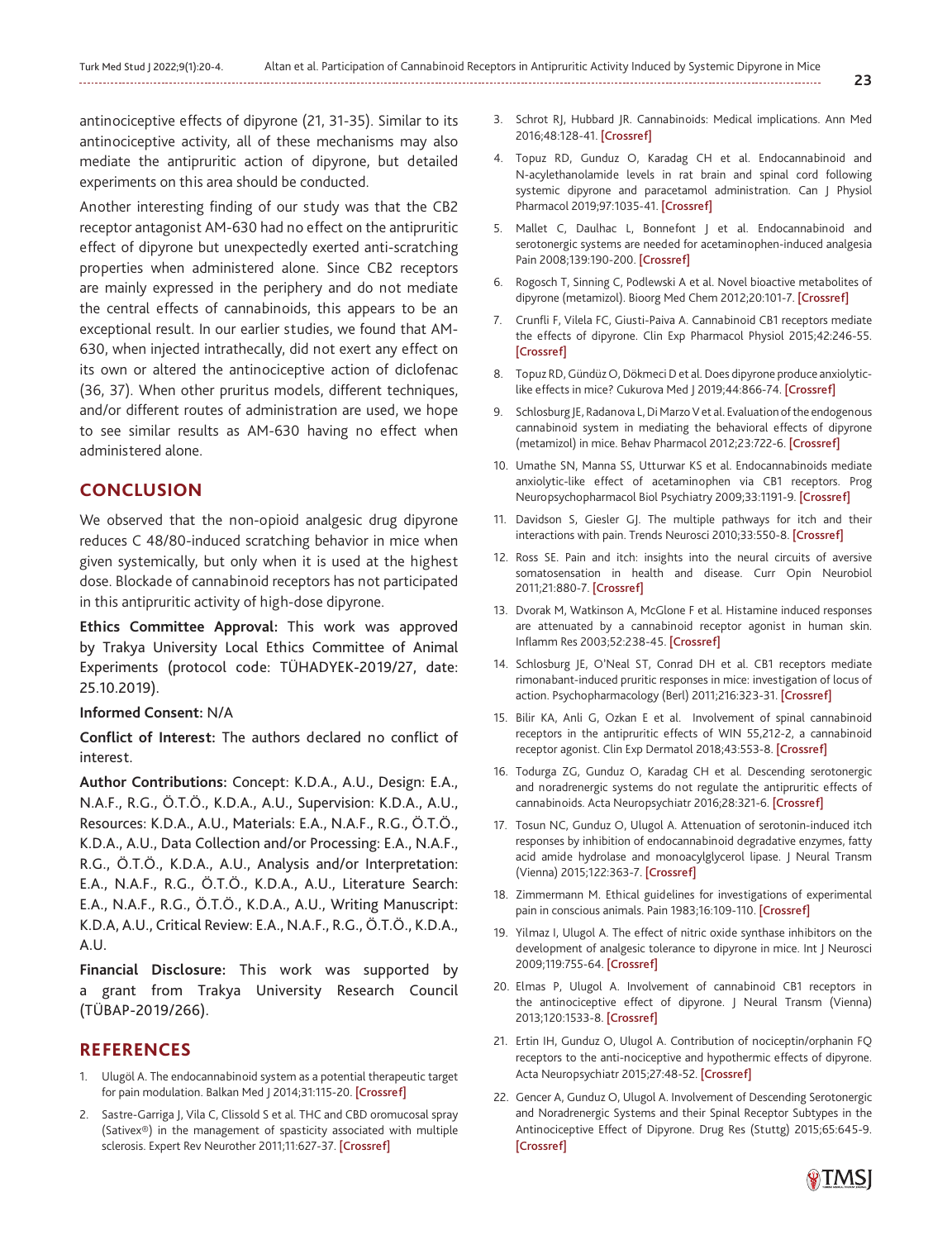antinociceptive effects of dipyrone (21, 31-35). Similar to its antinociceptive activity, all of these mechanisms may also mediate the antipruritic action of dipyrone, but detailed experiments on this area should be conducted.

Another interesting finding of our study was that the CB2 receptor antagonist AM-630 had no effect on the antipruritic effect of dipyrone but unexpectedly exerted anti-scratching properties when administered alone. Since CB2 receptors are mainly expressed in the periphery and do not mediate the central effects of cannabinoids, this appears to be an exceptional result. In our earlier studies, we found that AM-630, when injected intrathecally, did not exert any effect on its own or altered the antinociceptive action of diclofenac (36, 37). When other pruritus models, different techniques, and/or different routes of administration are used, we hope to see similar results as AM-630 having no effect when administered alone.

## CONCLUSION

We observed that the non-opioid analgesic drug dipyrone reduces C 48/80-induced scratching behavior in mice when given systemically, but only when it is used at the highest dose. Blockade of cannabinoid receptors has not participated in this antipruritic activity of high-dose dipyrone.

**Ethics Committee Approval:** This work was approved by Trakya University Local Ethics Committee of Animal Experiments (protocol code: TÜHADYEK-2019/27, date: 25.10.2019).

**Informed Consent:** N/A

**Conflict of Interest:** The authors declared no conflict of interest.

**Author Contributions:** Concept: K.D.A., A.U., Design: E.A., N.A.F., R.G., Ö.T.Ö., K.D.A., A.U., Supervision: K.D.A., A.U., Resources: K.D.A., A.U., Materials: E.A., N.A.F., R.G., Ö.T.Ö., K.D.A., A.U., Data Collection and/or Processing: E.A., N.A.F., R.G., Ö.T.Ö., K.D.A., A.U., Analysis and/or Interpretation: E.A., N.A.F., R.G., Ö.T.Ö., K.D.A., A.U., Literature Search: E.A., N.A.F., R.G., Ö.T.Ö., K.D.A., A.U., Writing Manuscript: K.D.A, A.U., Critical Review: E.A., N.A.F., R.G., Ö.T.Ö., K.D.A., A.U.

**Financial Disclosure:** This work was supported by a grant from Trakya University Research Council (TÜBAP-2019/266).

## REFERENCES

1. Ulugöl A. The endocannabinoid system as a potential therapeutic target for pain modulation. Balkan Med J 2014;31:115-20. [Crossref]
2. Sastre-Garriga J, Vila C, Clissold S et al. THC and CBD oromucosal spray (Sativex®) in the management of spasticity associated with multiple sclerosis. Expert Rev Neurother 2011;11:627-37. [Crossref]
3. Schrot RJ, Hubbard JR. Cannabinoids: Medical implications. Ann Med 2016;48:128-41. [Crossref]
4. Topuz RD, Gunduz O, Karadag CH et al. Endocannabinoid and N-acylethanolamide levels in rat brain and spinal cord following systemic dipyrone and paracetamol administration. Can J Physiol Pharmacol 2019;97:1035-41. [Crossref]
5. Mallet C, Daulhac L, Bonnefont J et al. Endocannabinoid and serotonergic systems are needed for acetaminophen-induced analgesia Pain 2008;139:190-200. [Crossref]
6. Rogosch T, Sinning C, Podlewski A et al. Novel bioactive metabolites of dipyrone (metamizol). Bioorg Med Chem 2012;20:101-7. [Crossref]
7. Crunfli F, Vilela FC, Giusti-Paiva A. Cannabinoid CB1 receptors mediate the effects of dipyrone. Clin Exp Pharmacol Physiol 2015;42:246-55. [Crossref]
8. Topuz RD, Gündüz O, Dökmeci D et al. Does dipyrone produce anxiolytic-like effects in mice? Cukurova Med J 2019;44:866-74. [Crossref]
9. Schlosburg JE, Radanova L, Di Marzo V et al. Evaluation of the endogenous cannabinoid system in mediating the behavioral effects of dipyrone (metamizol) in mice. Behav Pharmacol 2012;23:722-6. [Crossref]
10. Umathe SN, Manna SS, Utturwar KS et al. Endocannabinoids mediate anxiolytic-like effect of acetaminophen via CB1 receptors. Prog Neuropsychopharmacol Biol Psychiatry 2009;33:1191-9. [Crossref]
11. Davidson S, Giesler GJ. The multiple pathways for itch and their interactions with pain. Trends Neurosci 2010;33:550-8. [Crossref]
12. Ross SE. Pain and itch: insights into the neural circuits of aversive somatosensation in health and disease. Curr Opin Neurobiol 2011;21:880-7. [Crossref]
13. Dvorak M, Watkinson A, McGlone F et al. Histamine induced responses are attenuated by a cannabinoid receptor agonist in human skin. Inflamm Res 2003;52:238-45. [Crossref]
14. Schlosburg JE, O'Neal ST, Conrad DH et al. CB1 receptors mediate rimonabant-induced pruritic responses in mice: investigation of locus of action. Psychopharmacology (Berl) 2011;216:323-31. [Crossref]
15. Bilir KA, Anli G, Ozkan E et al. Involvement of spinal cannabinoid receptors in the antipruritic effects of WIN 55,212-2, a cannabinoid receptor agonist. Clin Exp Dermatol 2018;43:553-8. [Crossref]
16. Todurga ZG, Gunduz O, Karadag CH et al. Descending serotonergic and noradrenergic systems do not regulate the antipruritic effects of cannabinoids. Acta Neuropsychiatr 2016;28:321-6. [Crossref]
17. Tosun NC, Gunduz O, Ulugol A. Attenuation of serotonin-induced itch responses by inhibition of endocannabinoid degradative enzymes, fatty acid amide hydrolase and monoacylglycerol lipase. J Neural Transm (Vienna) 2015;122:363-7. [Crossref]
18. Zimmermann M. Ethical guidelines for investigations of experimental pain in conscious animals. Pain 1983;16:109-110. [Crossref]
19. Yilmaz I, Ulugol A. The effect of nitric oxide synthase inhibitors on the development of analgesic tolerance to dipyrone in mice. Int J Neurosci 2009;119:755-64. [Crossref]
20. Elmas P, Ulugol A. Involvement of cannabinoid CB1 receptors in the antinociceptive effect of dipyrone. J Neural Transm (Vienna) 2013;120:1533-8. [Crossref]
21. Ertin IH, Gunduz O, Ulugol A. Contribution of nociceptin/orphanin FQ receptors to the anti-nociceptive and hypothermic effects of dipyrone. Acta Neuropsychiatr 2015;27:48-52. [Crossref]
22. Gencer A, Gunduz O, Ulugol A. Involvement of Descending Serotonergic and Noradrenergic Systems and their Spinal Receptor Subtypes in the Antinociceptive Effect of Dipyrone. Drug Res (Stuttg) 2015;65:645-9. [Crossref]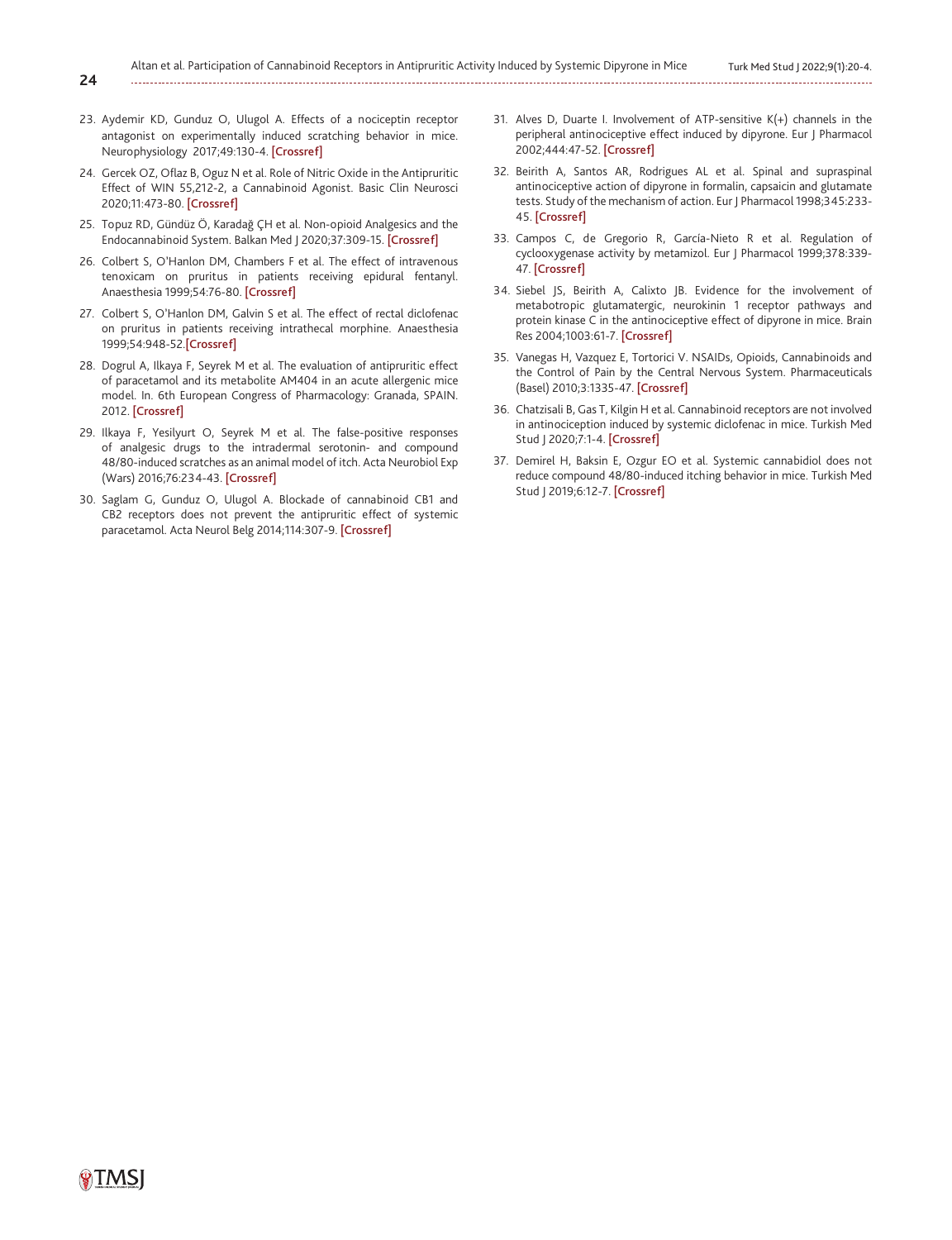23. Aydemir KD, Gunduz O, Ulugol A. Effects of a nociceptin receptor antagonist on experimentally induced scratching behavior in mice. Neurophysiology 2017;49:130-4. [Crossref]

24. Gercek OZ, Oflaz B, Oguz N et al. Role of Nitric Oxide in the Antipruritic Effect of WIN 55,212-2, a Cannabinoid Agonist. Basic Clin Neurosci 2020;11:473-80. [Crossref]

25. Topuz RD, Gündüz Ö, Karadağ ÇH et al. Non-opioid Analgesics and the Endocannabinoid System. Balkan Med J 2020;37:309-15. [Crossref]

26. Colbert S, O'Hanlon DM, Chambers F et al. The effect of intravenous tenoxicam on pruritus in patients receiving epidural fentanyl. Anaesthesia 1999;54:76-80. [Crossref]

27. Colbert S, O'Hanlon DM, Galvin S et al. The effect of rectal diclofenac on pruritus in patients receiving intrathecal morphine. Anaesthesia 1999;54:948-52.[Crossref]

28. Dogrul A, Ilkaya F, Seyrek M et al. The evaluation of antipruritic effect of paracetamol and its metabolite AM404 in an acute allergenic mice model. In. 6th European Congress of Pharmacology: Granada, SPAIN. 2012. [Crossref]

29. Ilkaya F, Yesilyurt O, Seyrek M et al. The false-positive responses of analgesic drugs to the intradermal serotonin- and compound 48/80-induced scratches as an animal model of itch. Acta Neurobiol Exp (Wars) 2016;76:234-43. [Crossref]

30. Saglam G, Gunduz O, Ulugol A. Blockade of cannabinoid CB1 and CB2 receptors does not prevent the antipruritic effect of systemic paracetamol. Acta Neurol Belg 2014;114:307-9. [Crossref]

31. Alves D, Duarte I. Involvement of ATP-sensitive K(+) channels in the peripheral antinociceptive effect induced by dipyrone. Eur J Pharmacol 2002;444:47-52. [Crossref]

32. Beirith A, Santos AR, Rodrigues AL et al. Spinal and supraspinal antinociceptive action of dipyrone in formalin, capsaicin and glutamate tests. Study of the mechanism of action. Eur J Pharmacol 1998;345:233-45. [Crossref]

33. Campos C, de Gregorio R, García-Nieto R et al. Regulation of cyclooxygenase activity by metamizol. Eur J Pharmacol 1999;378:339-47. [Crossref]

34. Siebel JS, Beirith A, Calixto JB. Evidence for the involvement of metabotropic glutamatergic, neurokinin 1 receptor pathways and protein kinase C in the antinociceptive effect of dipyrone in mice. Brain Res 2004;1003:61-7. [Crossref]

35. Vanegas H, Vazquez E, Tortorici V. NSAIDs, Opioids, Cannabinoids and the Control of Pain by the Central Nervous System. Pharmaceuticals (Basel) 2010;3:1335-47. [Crossref]

36. Chatzisali B, Gas T, Kilgin H et al. Cannabinoid receptors are not involved in antinociception induced by systemic diclofenac in mice. Turkish Med Stud J 2020;7:1-4. [Crossref]

37. Demirel H, Baksin E, Ozgur EO et al. Systemic cannabidiol does not reduce compound 48/80-induced itching behavior in mice. Turkish Med Stud J 2019;6:12-7. [Crossref]